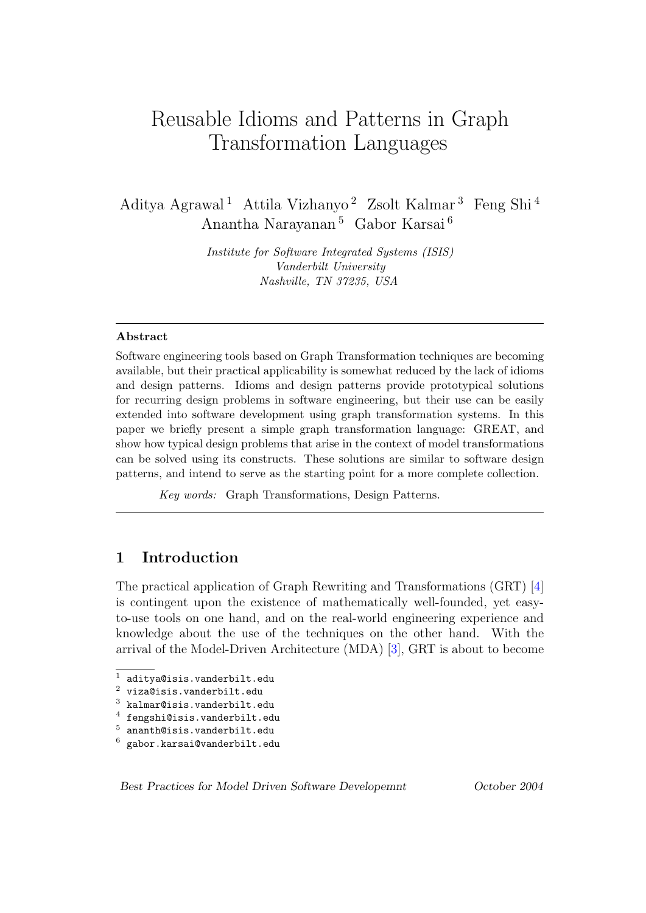# Reusable Idioms and Patterns in Graph Transformation Languages

Aditya Agrawal [1] Attila Vizhanyo [2] Zsolt Kalmar [3] Feng Shi [4] Anantha Narayanan [5] Gabor Karsai [6]

*Institute for Software Integrated Systems (ISIS)*
*Vanderbilt University*
*Nashville, TN 37235, USA*

---

**Abstract**

Software engineering tools based on Graph Transformation techniques are becoming available, but their practical applicability is somewhat reduced by the lack of idioms and design patterns. Idioms and design patterns provide prototypical solutions for recurring design problems in software engineering, but their use can be easily extended into software development using graph transformation systems. In this paper we briefly present a simple graph transformation language: GREAT, and show how typical design problems that arise in the context of model transformations can be solved using its constructs. These solutions are similar to software design patterns, and intend to serve as the starting point for a more complete collection.

*Key words:* Graph Transformations, Design Patterns.

---

## 1 Introduction

The practical application of Graph Rewriting and Transformations (GRT) [4] is contingent upon the existence of mathematically well-founded, yet easy-to-use tools on one hand, and on the real-world engineering experience and knowledge about the use of the techniques on the other hand. With the arrival of the Model-Driven Architecture (MDA) [3], GRT is about to become

[1] `aditya@isis.vanderbilt.edu`
[2] `viza@isis.vanderbilt.edu`
[3] `kalmar@isis.vanderbilt.edu`
[4] `fengshi@isis.vanderbilt.edu`
[5] `ananth@isis.vanderbilt.edu`
[6] `gabor.karsai@vanderbilt.edu`

*Best Practices for Model Driven Software Developemnt* *October 2004*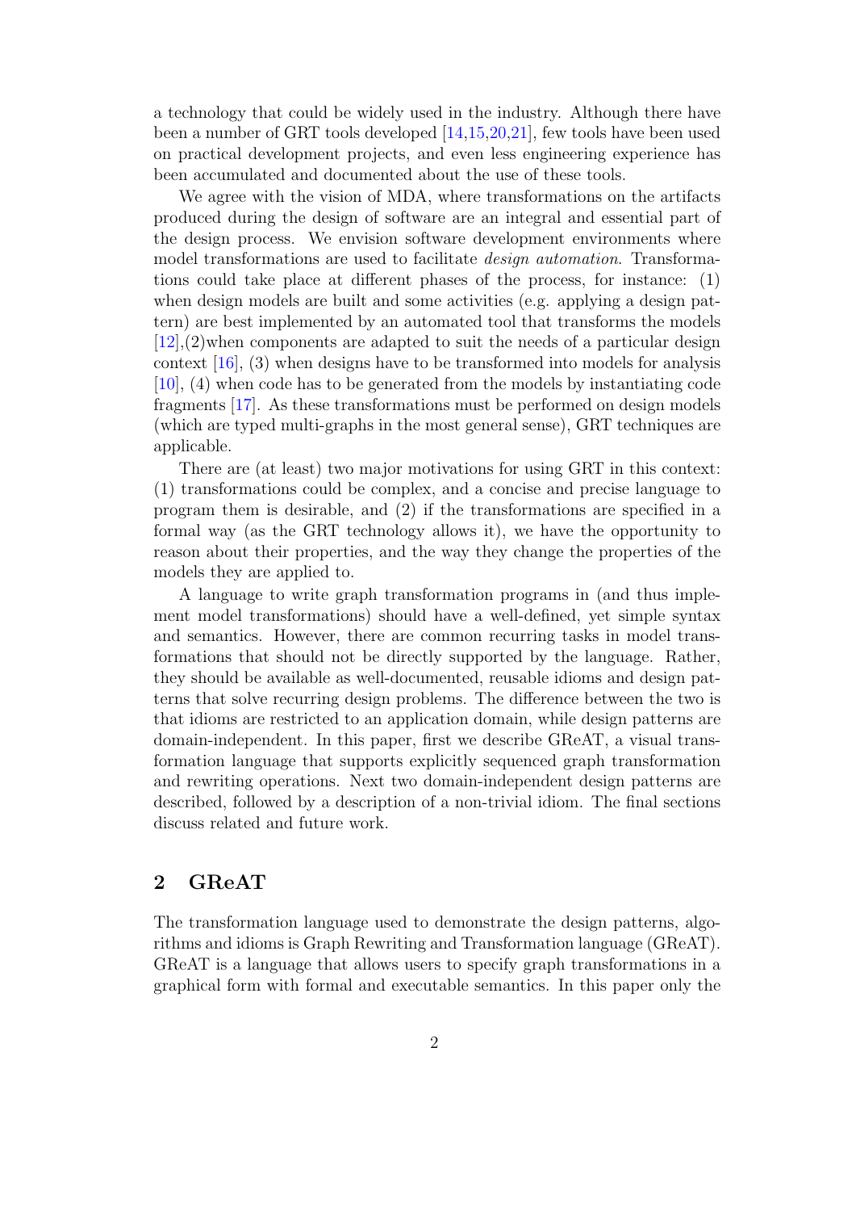a technology that could be widely used in the industry. Although there have been a number of GRT tools developed [14,15,20,21], few tools have been used on practical development projects, and even less engineering experience has been accumulated and documented about the use of these tools.

We agree with the vision of MDA, where transformations on the artifacts produced during the design of software are an integral and essential part of the design process. We envision software development environments where model transformations are used to facilitate *design automation*. Transformations could take place at different phases of the process, for instance: (1) when design models are built and some activities (e.g. applying a design pattern) are best implemented by an automated tool that transforms the models [12],(2)when components are adapted to suit the needs of a particular design context [16], (3) when designs have to be transformed into models for analysis [10], (4) when code has to be generated from the models by instantiating code fragments [17]. As these transformations must be performed on design models (which are typed multi-graphs in the most general sense), GRT techniques are applicable.

There are (at least) two major motivations for using GRT in this context: (1) transformations could be complex, and a concise and precise language to program them is desirable, and (2) if the transformations are specified in a formal way (as the GRT technology allows it), we have the opportunity to reason about their properties, and the way they change the properties of the models they are applied to.

A language to write graph transformation programs in (and thus implement model transformations) should have a well-defined, yet simple syntax and semantics. However, there are common recurring tasks in model transformations that should not be directly supported by the language. Rather, they should be available as well-documented, reusable idioms and design patterns that solve recurring design problems. The difference between the two is that idioms are restricted to an application domain, while design patterns are domain-independent. In this paper, first we describe GReAT, a visual transformation language that supports explicitly sequenced graph transformation and rewriting operations. Next two domain-independent design patterns are described, followed by a description of a non-trivial idiom. The final sections discuss related and future work.

## 2 GReAT

The transformation language used to demonstrate the design patterns, algorithms and idioms is Graph Rewriting and Transformation language (GReAT). GReAT is a language that allows users to specify graph transformations in a graphical form with formal and executable semantics. In this paper only the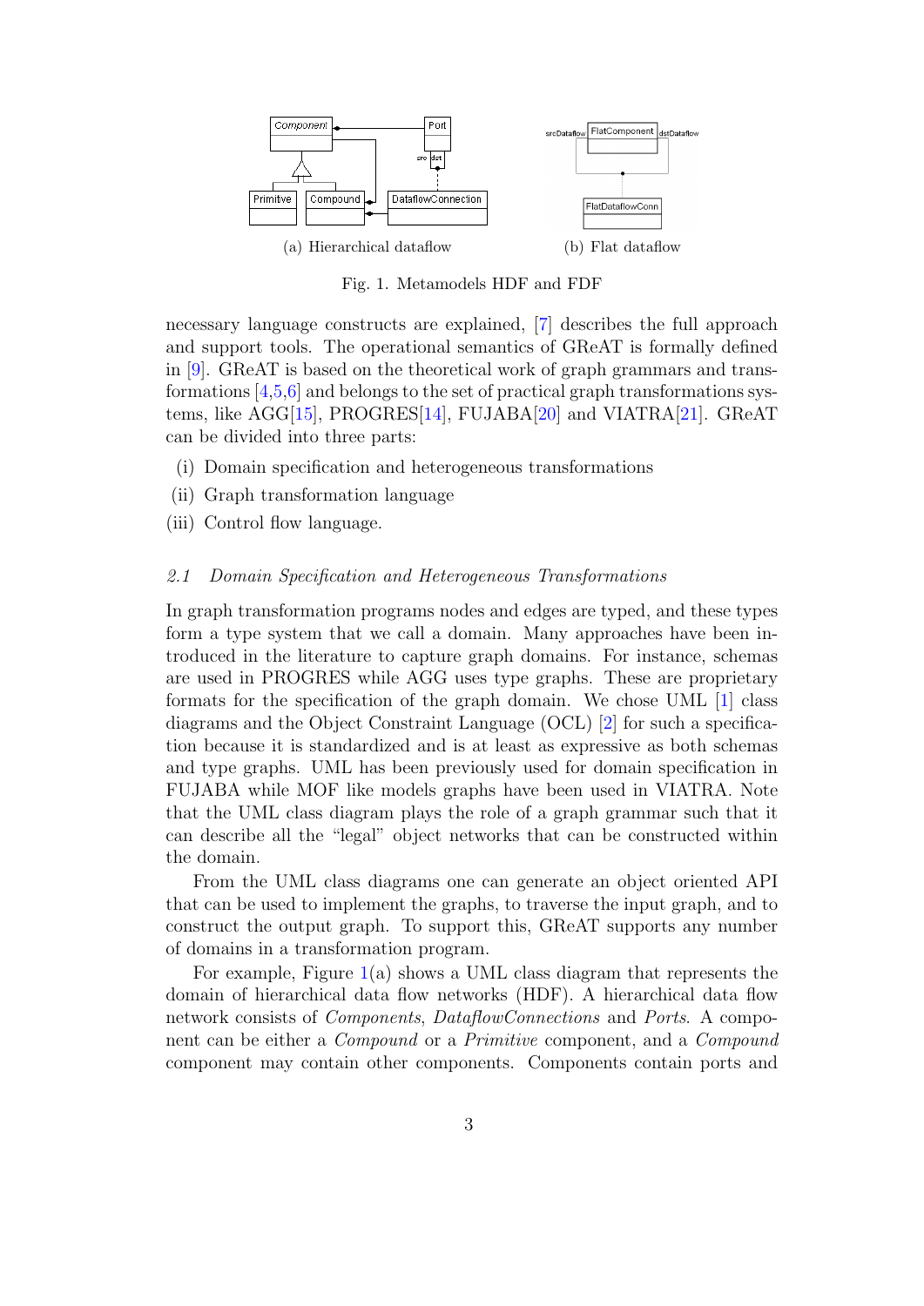(a) Hierarchical dataflow

(b) Flat dataflow

Fig. 1. Metamodels HDF and FDF

necessary language constructs are explained, [7] describes the full approach and support tools. The operational semantics of GReAT is formally defined in [9]. GReAT is based on the theoretical work of graph grammars and transformations [4,5,6] and belongs to the set of practical graph transformations systems, like AGG[15], PROGRES[14], FUJABA[20] and VIATRA[21]. GReAT can be divided into three parts:

(i) Domain specification and heterogeneous transformations
(ii) Graph transformation language
(iii) Control flow language.

### 2.1 Domain Specification and Heterogeneous Transformations

In graph transformation programs nodes and edges are typed, and these types form a type system that we call a domain. Many approaches have been introduced in the literature to capture graph domains. For instance, schemas are used in PROGRES while AGG uses type graphs. These are proprietary formats for the specification of the graph domain. We chose UML [1] class diagrams and the Object Constraint Language (OCL) [2] for such a specification because it is standardized and is at least as expressive as both schemas and type graphs. UML has been previously used for domain specification in FUJABA while MOF like models graphs have been used in VIATRA. Note that the UML class diagram plays the role of a graph grammar such that it can describe all the "legal" object networks that can be constructed within the domain.

From the UML class diagrams one can generate an object oriented API that can be used to implement the graphs, to traverse the input graph, and to construct the output graph. To support this, GReAT supports any number of domains in a transformation program.

For example, Figure 1(a) shows a UML class diagram that represents the domain of hierarchical data flow networks (HDF). A hierarchical data flow network consists of *Components*, *DataflowConnections* and *Ports*. A component can be either a *Compound* or a *Primitive* component, and a *Compound* component may contain other components. Components contain ports and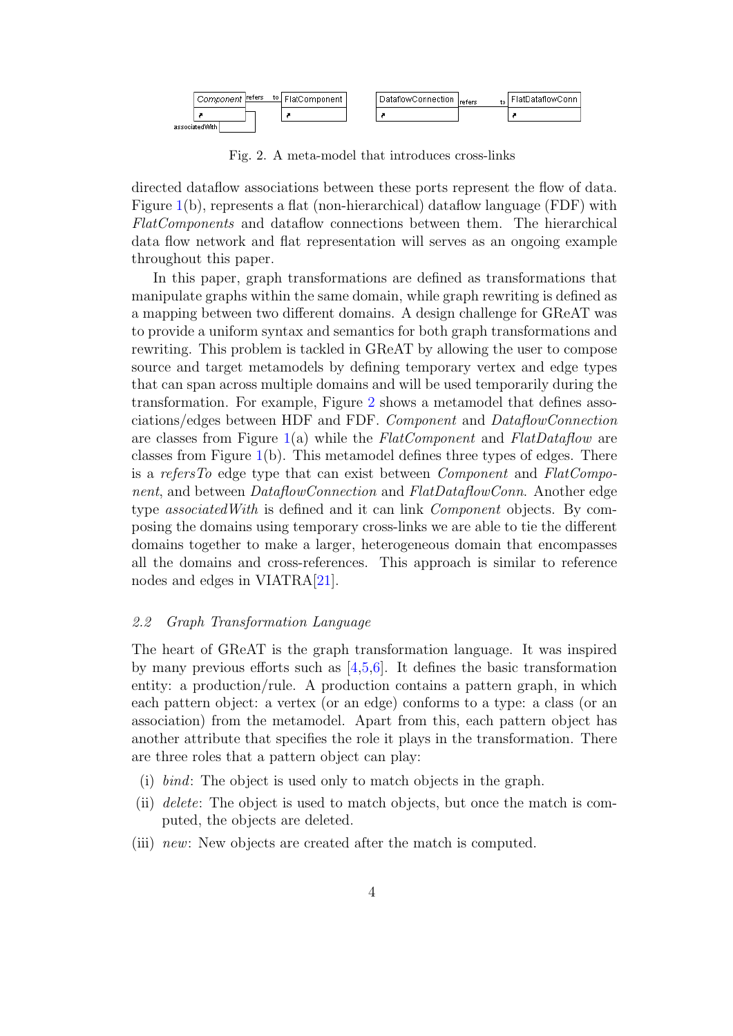Fig. 2. A meta-model that introduces cross-links

directed dataflow associations between these ports represent the flow of data. Figure 1(b), represents a flat (non-hierarchical) dataflow language (FDF) with *FlatComponents* and dataflow connections between them. The hierarchical data flow network and flat representation will serves as an ongoing example throughout this paper.

In this paper, graph transformations are defined as transformations that manipulate graphs within the same domain, while graph rewriting is defined as a mapping between two different domains. A design challenge for GReAT was to provide a uniform syntax and semantics for both graph transformations and rewriting. This problem is tackled in GReAT by allowing the user to compose source and target metamodels by defining temporary vertex and edge types that can span across multiple domains and will be used temporarily during the transformation. For example, Figure 2 shows a metamodel that defines associations/edges between HDF and FDF. *Component* and *DataflowConnection* are classes from Figure 1(a) while the *FlatComponent* and *FlatDataflow* are classes from Figure 1(b). This metamodel defines three types of edges. There is a *refersTo* edge type that can exist between *Component* and *FlatComponent*, and between *DataflowConnection* and *FlatDataflowConn*. Another edge type *associatedWith* is defined and it can link *Component* objects. By composing the domains using temporary cross-links we are able to tie the different domains together to make a larger, heterogeneous domain that encompasses all the domains and cross-references. This approach is similar to reference nodes and edges in VIATRA[21].

### 2.2 Graph Transformation Language

The heart of GReAT is the graph transformation language. It was inspired by many previous efforts such as [4,5,6]. It defines the basic transformation entity: a production/rule. A production contains a pattern graph, in which each pattern object: a vertex (or an edge) conforms to a type: a class (or an association) from the metamodel. Apart from this, each pattern object has another attribute that specifies the role it plays in the transformation. There are three roles that a pattern object can play:

(i) *bind*: The object is used only to match objects in the graph.

(ii) *delete*: The object is used to match objects, but once the match is computed, the objects are deleted.

(iii) *new*: New objects are created after the match is computed.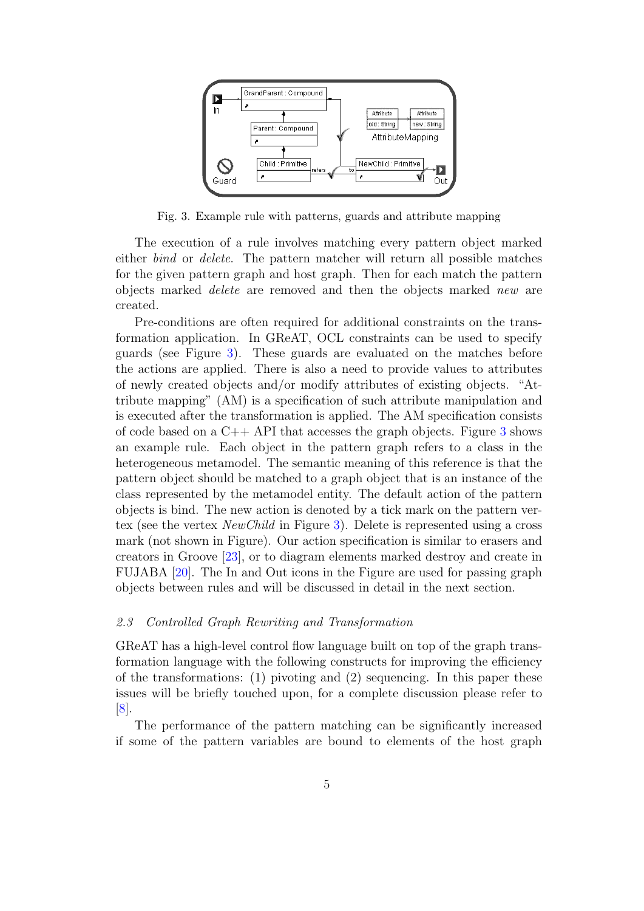Fig. 3. Example rule with patterns, guards and attribute mapping

The execution of a rule involves matching every pattern object marked either *bind* or *delete*. The pattern matcher will return all possible matches for the given pattern graph and host graph. Then for each match the pattern objects marked *delete* are removed and then the objects marked *new* are created.

Pre-conditions are often required for additional constraints on the transformation application. In GReAT, OCL constraints can be used to specify guards (see Figure 3). These guards are evaluated on the matches before the actions are applied. There is also a need to provide values to attributes of newly created objects and/or modify attributes of existing objects. "Attribute mapping" (AM) is a specification of such attribute manipulation and is executed after the transformation is applied. The AM specification consists of code based on a C++ API that accesses the graph objects. Figure 3 shows an example rule. Each object in the pattern graph refers to a class in the heterogeneous metamodel. The semantic meaning of this reference is that the pattern object should be matched to a graph object that is an instance of the class represented by the metamodel entity. The default action of the pattern objects is bind. The new action is denoted by a tick mark on the pattern vertex (see the vertex *NewChild* in Figure 3). Delete is represented using a cross mark (not shown in Figure). Our action specification is similar to erasers and creators in Groove [23], or to diagram elements marked destroy and create in FUJABA [20]. The In and Out icons in the Figure are used for passing graph objects between rules and will be discussed in detail in the next section.

### *2.3 Controlled Graph Rewriting and Transformation*

GReAT has a high-level control flow language built on top of the graph transformation language with the following constructs for improving the efficiency of the transformations: (1) pivoting and (2) sequencing. In this paper these issues will be briefly touched upon, for a complete discussion please refer to [8].

The performance of the pattern matching can be significantly increased if some of the pattern variables are bound to elements of the host graph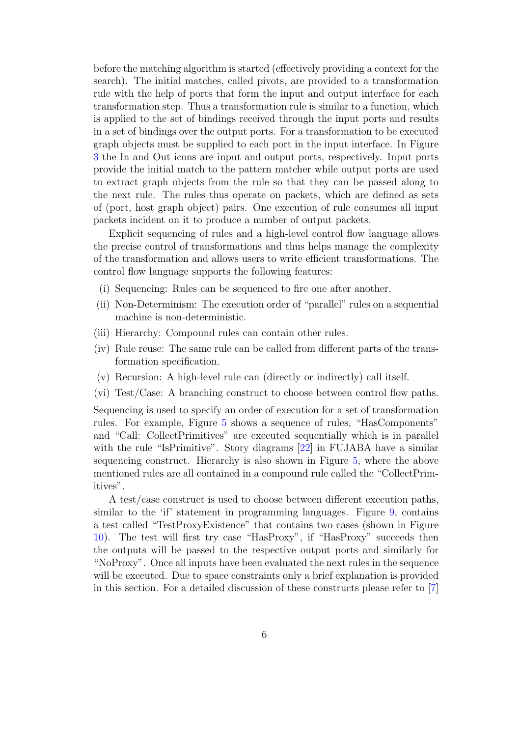before the matching algorithm is started (effectively providing a context for the search). The initial matches, called pivots, are provided to a transformation rule with the help of ports that form the input and output interface for each transformation step. Thus a transformation rule is similar to a function, which is applied to the set of bindings received through the input ports and results in a set of bindings over the output ports. For a transformation to be executed graph objects must be supplied to each port in the input interface. In Figure 3 the In and Out icons are input and output ports, respectively. Input ports provide the initial match to the pattern matcher while output ports are used to extract graph objects from the rule so that they can be passed along to the next rule. The rules thus operate on packets, which are defined as sets of (port, host graph object) pairs. One execution of rule consumes all input packets incident on it to produce a number of output packets.

Explicit sequencing of rules and a high-level control flow language allows the precise control of transformations and thus helps manage the complexity of the transformation and allows users to write efficient transformations. The control flow language supports the following features:

(i) Sequencing: Rules can be sequenced to fire one after another.

(ii) Non-Determinism: The execution order of "parallel" rules on a sequential machine is non-deterministic.

(iii) Hierarchy: Compound rules can contain other rules.

(iv) Rule reuse: The same rule can be called from different parts of the transformation specification.

(v) Recursion: A high-level rule can (directly or indirectly) call itself.

(vi) Test/Case: A branching construct to choose between control flow paths.

Sequencing is used to specify an order of execution for a set of transformation rules. For example, Figure 5 shows a sequence of rules, "HasComponents" and "Call: CollectPrimitives" are executed sequentially which is in parallel with the rule "IsPrimitive". Story diagrams [22] in FUJABA have a similar sequencing construct. Hierarchy is also shown in Figure 5, where the above mentioned rules are all contained in a compound rule called the "CollectPrimitives".

A test/case construct is used to choose between different execution paths, similar to the 'if' statement in programming languages. Figure 9, contains a test called "TestProxyExistence" that contains two cases (shown in Figure 10). The test will first try case "HasProxy", if "HasProxy" succeeds then the outputs will be passed to the respective output ports and similarly for "NoProxy". Once all inputs have been evaluated the next rules in the sequence will be executed. Due to space constraints only a brief explanation is provided in this section. For a detailed discussion of these constructs please refer to [7]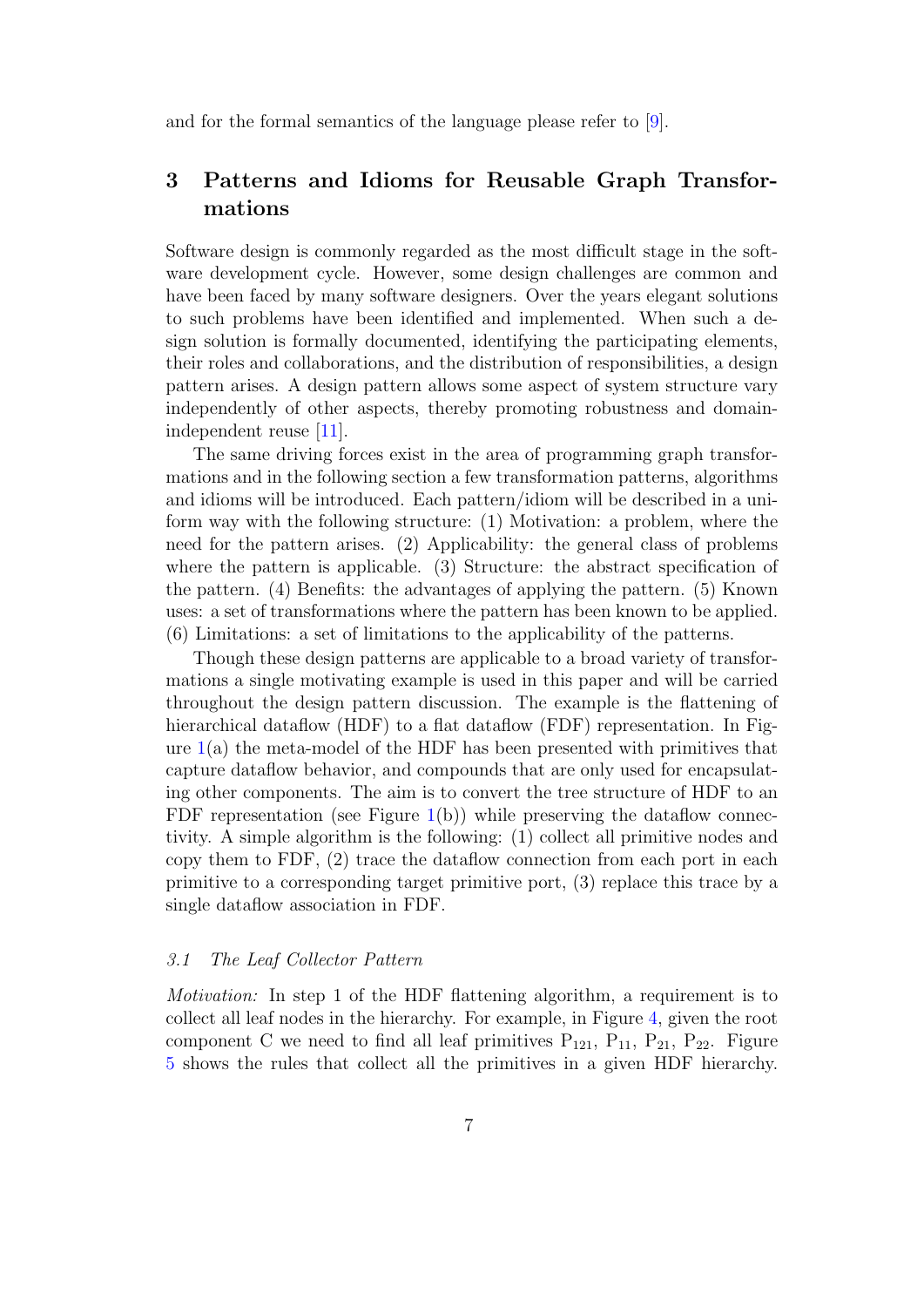and for the formal semantics of the language please refer to [9].

## 3 Patterns and Idioms for Reusable Graph Transformations

Software design is commonly regarded as the most difficult stage in the software development cycle. However, some design challenges are common and have been faced by many software designers. Over the years elegant solutions to such problems have been identified and implemented. When such a design solution is formally documented, identifying the participating elements, their roles and collaborations, and the distribution of responsibilities, a design pattern arises. A design pattern allows some aspect of system structure vary independently of other aspects, thereby promoting robustness and domain-independent reuse [11].

The same driving forces exist in the area of programming graph transformations and in the following section a few transformation patterns, algorithms and idioms will be introduced. Each pattern/idiom will be described in a uniform way with the following structure: (1) Motivation: a problem, where the need for the pattern arises. (2) Applicability: the general class of problems where the pattern is applicable. (3) Structure: the abstract specification of the pattern. (4) Benefits: the advantages of applying the pattern. (5) Known uses: a set of transformations where the pattern has been known to be applied. (6) Limitations: a set of limitations to the applicability of the patterns.

Though these design patterns are applicable to a broad variety of transformations a single motivating example is used in this paper and will be carried throughout the design pattern discussion. The example is the flattening of hierarchical dataflow (HDF) to a flat dataflow (FDF) representation. In Figure 1(a) the meta-model of the HDF has been presented with primitives that capture dataflow behavior, and compounds that are only used for encapsulating other components. The aim is to convert the tree structure of HDF to an FDF representation (see Figure 1(b)) while preserving the dataflow connectivity. A simple algorithm is the following: (1) collect all primitive nodes and copy them to FDF, (2) trace the dataflow connection from each port in each primitive to a corresponding target primitive port, (3) replace this trace by a single dataflow association in FDF.

### *3.1 The Leaf Collector Pattern*

*Motivation:* In step 1 of the HDF flattening algorithm, a requirement is to collect all leaf nodes in the hierarchy. For example, in Figure 4, given the root component C we need to find all leaf primitives $P_{121}$, $P_{11}$, $P_{21}$, $P_{22}$. Figure 5 shows the rules that collect all the primitives in a given HDF hierarchy.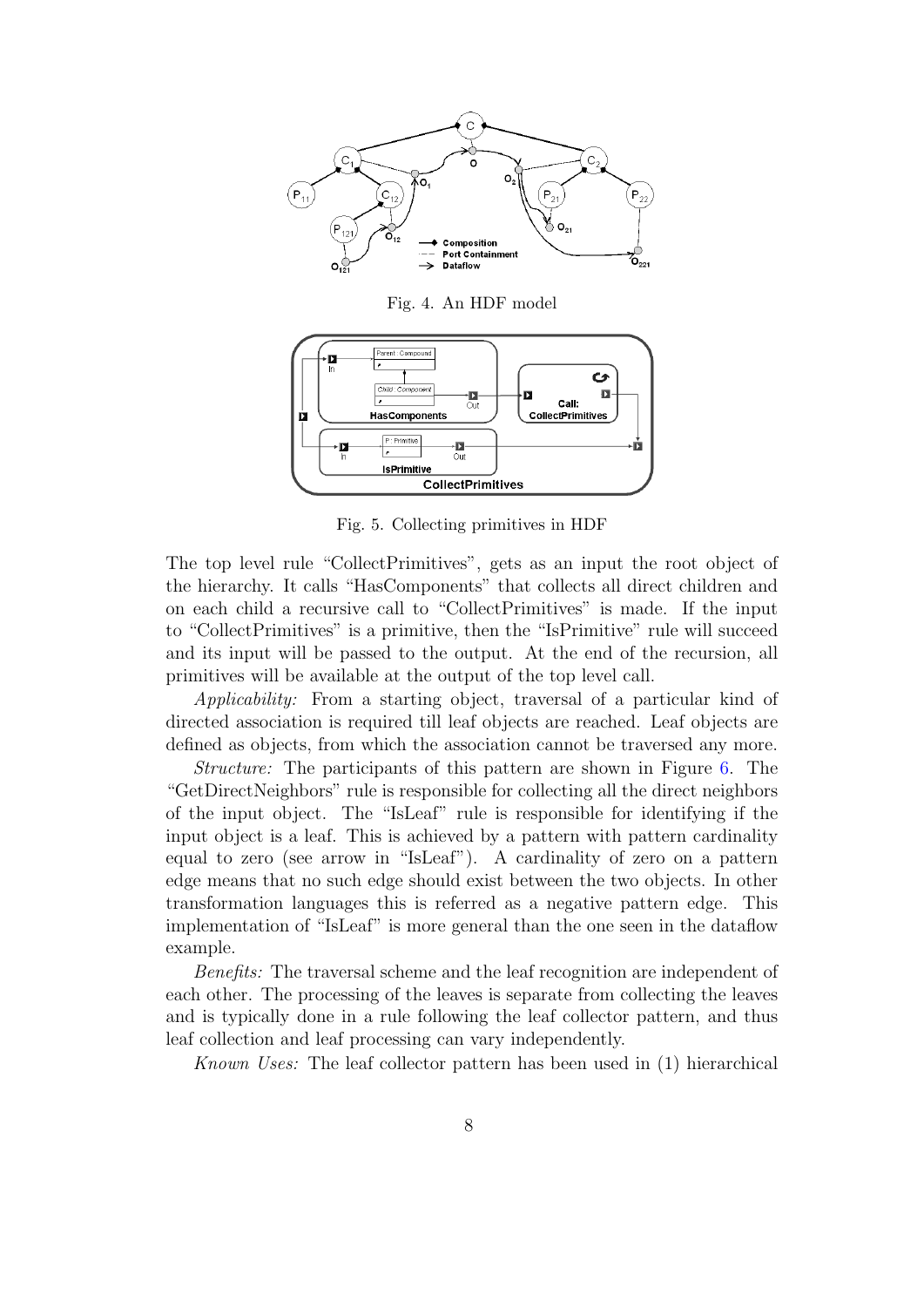Fig. 4. An HDF model

Fig. 5. Collecting primitives in HDF

The top level rule "CollectPrimitives", gets as an input the root object of the hierarchy. It calls "HasComponents" that collects all direct children and on each child a recursive call to "CollectPrimitives" is made. If the input to "CollectPrimitives" is a primitive, then the "IsPrimitive" rule will succeed and its input will be passed to the output. At the end of the recursion, all primitives will be available at the output of the top level call.

*Applicability:* From a starting object, traversal of a particular kind of directed association is required till leaf objects are reached. Leaf objects are defined as objects, from which the association cannot be traversed any more.

*Structure:* The participants of this pattern are shown in Figure 6. The "GetDirectNeighbors" rule is responsible for collecting all the direct neighbors of the input object. The "IsLeaf" rule is responsible for identifying if the input object is a leaf. This is achieved by a pattern with pattern cardinality equal to zero (see arrow in "IsLeaf"). A cardinality of zero on a pattern edge means that no such edge should exist between the two objects. In other transformation languages this is referred as a negative pattern edge. This implementation of "IsLeaf" is more general than the one seen in the dataflow example.

*Benefits:* The traversal scheme and the leaf recognition are independent of each other. The processing of the leaves is separate from collecting the leaves and is typically done in a rule following the leaf collector pattern, and thus leaf collection and leaf processing can vary independently.

*Known Uses:* The leaf collector pattern has been used in (1) hierarchical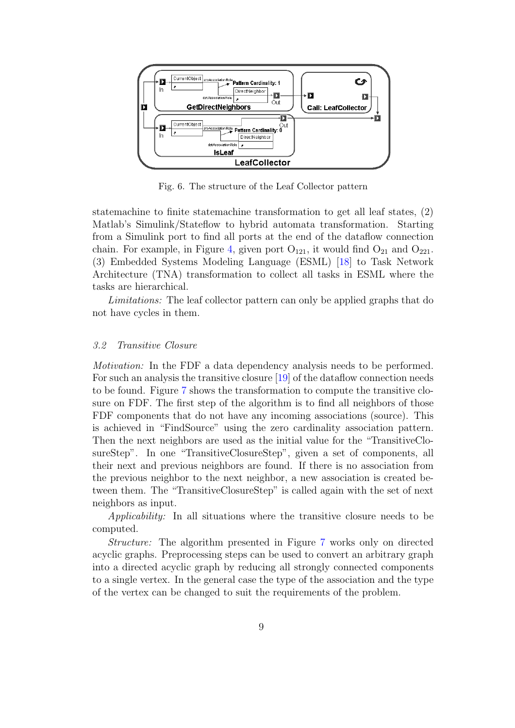Fig. 6. The structure of the Leaf Collector pattern

statemachine to finite statemachine transformation to get all leaf states, (2) Matlab's Simulink/Stateflow to hybrid automata transformation. Starting from a Simulink port to find all ports at the end of the dataflow connection chain. For example, in Figure 4, given port $O_{121}$, it would find $O_{21}$ and $O_{221}$. (3) Embedded Systems Modeling Language (ESML) [18] to Task Network Architecture (TNA) transformation to collect all tasks in ESML where the tasks are hierarchical.

*Limitations:* The leaf collector pattern can only be applied graphs that do not have cycles in them.

### 3.2 Transitive Closure

*Motivation:* In the FDF a data dependency analysis needs to be performed. For such an analysis the transitive closure [19] of the dataflow connection needs to be found. Figure 7 shows the transformation to compute the transitive closure on FDF. The first step of the algorithm is to find all neighbors of those FDF components that do not have any incoming associations (source). This is achieved in "FindSource" using the zero cardinality association pattern. Then the next neighbors are used as the initial value for the "TransitiveClosureStep". In one "TransitiveClosureStep", given a set of components, all their next and previous neighbors are found. If there is no association from the previous neighbor to the next neighbor, a new association is created between them. The "TransitiveClosureStep" is called again with the set of next neighbors as input.

*Applicability:* In all situations where the transitive closure needs to be computed.

*Structure:* The algorithm presented in Figure 7 works only on directed acyclic graphs. Preprocessing steps can be used to convert an arbitrary graph into a directed acyclic graph by reducing all strongly connected components to a single vertex. In the general case the type of the association and the type of the vertex can be changed to suit the requirements of the problem.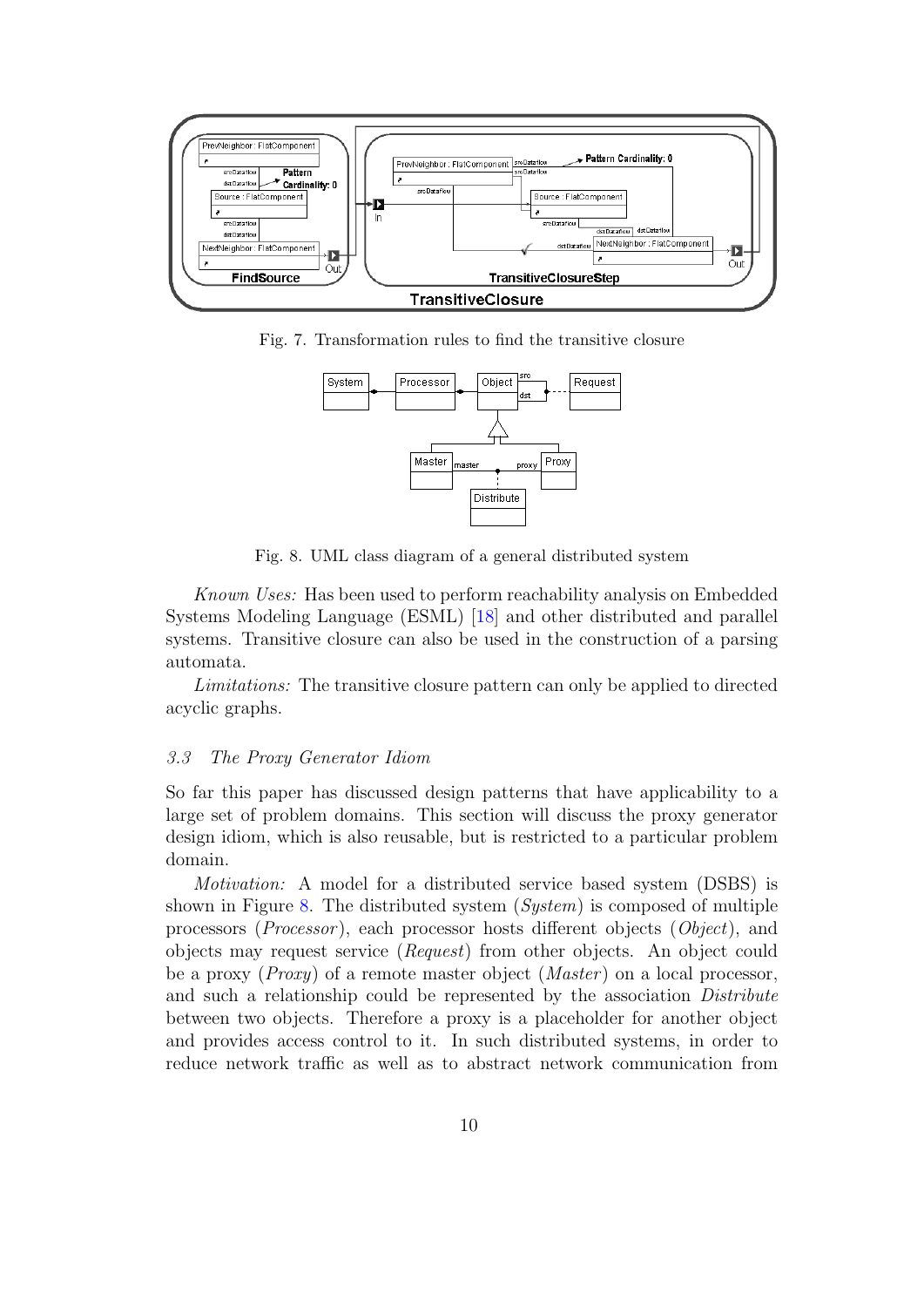Fig. 7. Transformation rules to find the transitive closure

Fig. 8. UML class diagram of a general distributed system

*Known Uses:* Has been used to perform reachability analysis on Embedded Systems Modeling Language (ESML) [18] and other distributed and parallel systems. Transitive closure can also be used in the construction of a parsing automata.

*Limitations:* The transitive closure pattern can only be applied to directed acyclic graphs.

### *3.3 The Proxy Generator Idiom*

So far this paper has discussed design patterns that have applicability to a large set of problem domains. This section will discuss the proxy generator design idiom, which is also reusable, but is restricted to a particular problem domain.

*Motivation:* A model for a distributed service based system (DSBS) is shown in Figure 8. The distributed system (*System*) is composed of multiple processors (*Processor*), each processor hosts different objects (*Object*), and objects may request service (*Request*) from other objects. An object could be a proxy (*Proxy*) of a remote master object (*Master*) on a local processor, and such a relationship could be represented by the association *Distribute* between two objects. Therefore a proxy is a placeholder for another object and provides access control to it. In such distributed systems, in order to reduce network traffic as well as to abstract network communication from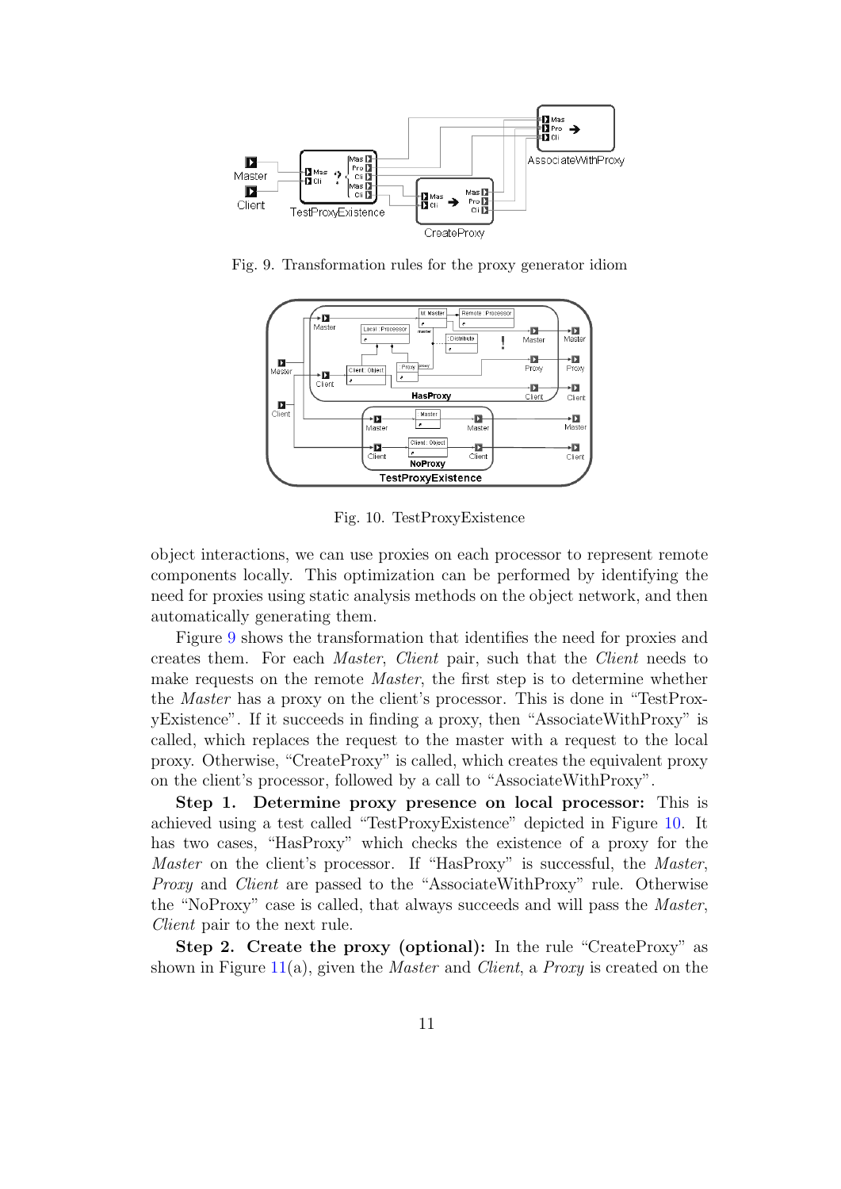Fig. 9. Transformation rules for the proxy generator idiom

Fig. 10. TestProxyExistence

object interactions, we can use proxies on each processor to represent remote components locally. This optimization can be performed by identifying the need for proxies using static analysis methods on the object network, and then automatically generating them.

Figure 9 shows the transformation that identifies the need for proxies and creates them. For each *Master*, *Client* pair, such that the *Client* needs to make requests on the remote *Master*, the first step is to determine whether the *Master* has a proxy on the client's processor. This is done in "TestProxyExistence". If it succeeds in finding a proxy, then "AssociateWithProxy" is called, which replaces the request to the master with a request to the local proxy. Otherwise, "CreateProxy" is called, which creates the equivalent proxy on the client's processor, followed by a call to "AssociateWithProxy".

**Step 1. Determine proxy presence on local processor:** This is achieved using a test called "TestProxyExistence" depicted in Figure 10. It has two cases, "HasProxy" which checks the existence of a proxy for the *Master* on the client's processor. If "HasProxy" is successful, the *Master*, *Proxy* and *Client* are passed to the "AssociateWithProxy" rule. Otherwise the "NoProxy" case is called, that always succeeds and will pass the *Master*, *Client* pair to the next rule.

**Step 2. Create the proxy (optional):** In the rule "CreateProxy" as shown in Figure 11(a), given the *Master* and *Client*, a *Proxy* is created on the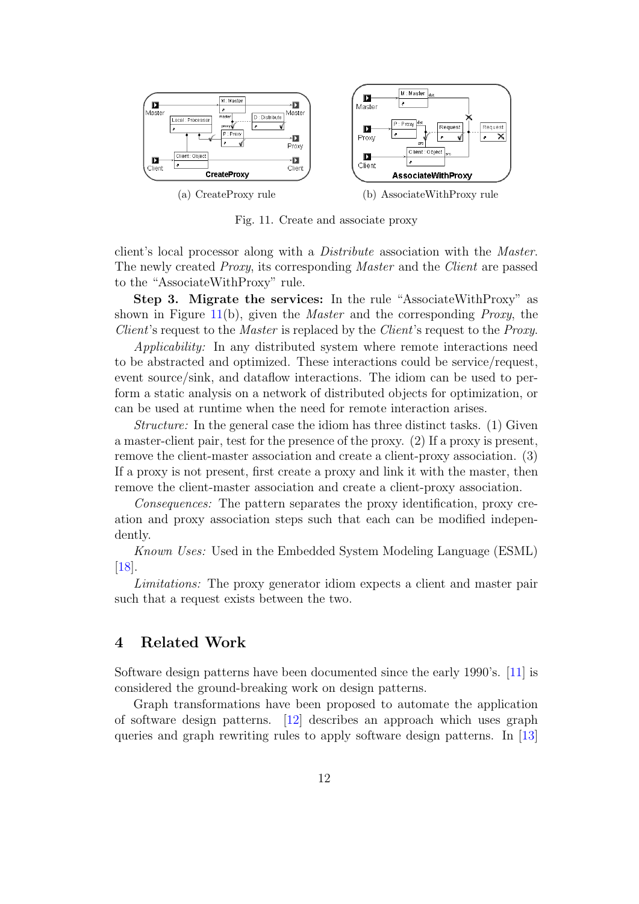(a) CreateProxy rule

(b) AssociateWithProxy rule

Fig. 11. Create and associate proxy

client's local processor along with a *Distribute* association with the *Master*. The newly created *Proxy*, its corresponding *Master* and the *Client* are passed to the "AssociateWithProxy" rule.

**Step 3. Migrate the services:** In the rule "AssociateWithProxy" as shown in Figure 11(b), given the *Master* and the corresponding *Proxy*, the *Client*'s request to the *Master* is replaced by the *Client*'s request to the *Proxy*.

*Applicability:* In any distributed system where remote interactions need to be abstracted and optimized. These interactions could be service/request, event source/sink, and dataflow interactions. The idiom can be used to perform a static analysis on a network of distributed objects for optimization, or can be used at runtime when the need for remote interaction arises.

*Structure:* In the general case the idiom has three distinct tasks. (1) Given a master-client pair, test for the presence of the proxy. (2) If a proxy is present, remove the client-master association and create a client-proxy association. (3) If a proxy is not present, first create a proxy and link it with the master, then remove the client-master association and create a client-proxy association.

*Consequences:* The pattern separates the proxy identification, proxy creation and proxy association steps such that each can be modified independently.

*Known Uses:* Used in the Embedded System Modeling Language (ESML) [18].

*Limitations:* The proxy generator idiom expects a client and master pair such that a request exists between the two.

## 4 Related Work

Software design patterns have been documented since the early 1990's. [11] is considered the ground-breaking work on design patterns.

Graph transformations have been proposed to automate the application of software design patterns. [12] describes an approach which uses graph queries and graph rewriting rules to apply software design patterns. In [13]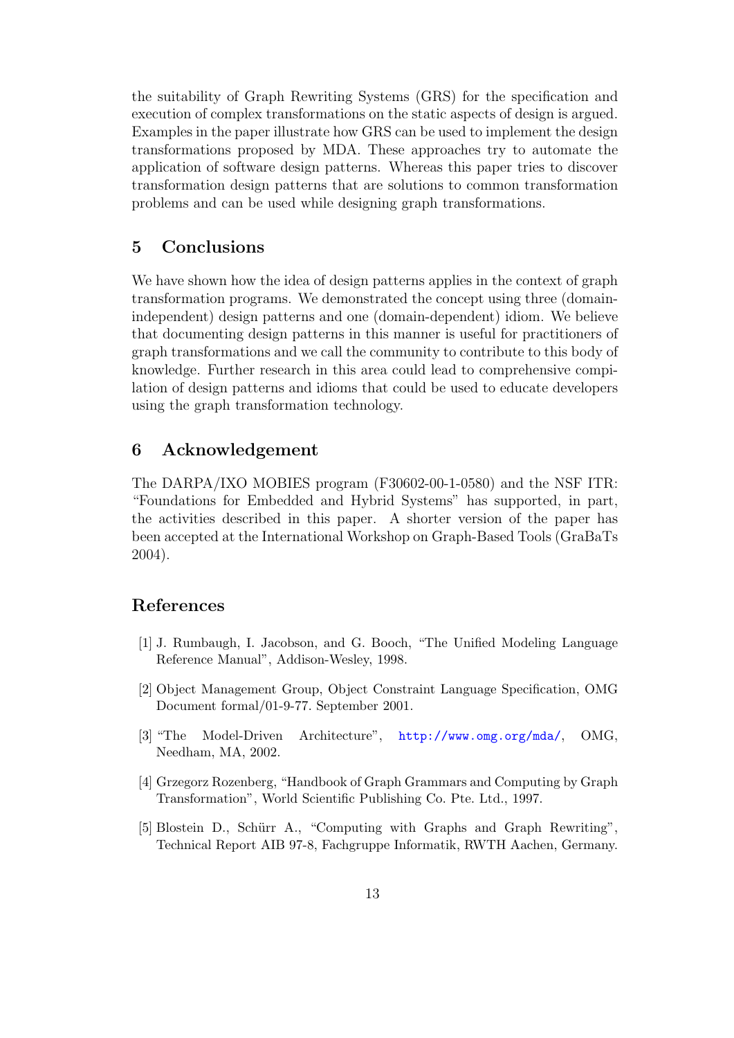the suitability of Graph Rewriting Systems (GRS) for the specification and execution of complex transformations on the static aspects of design is argued. Examples in the paper illustrate how GRS can be used to implement the design transformations proposed by MDA. These approaches try to automate the application of software design patterns. Whereas this paper tries to discover transformation design patterns that are solutions to common transformation problems and can be used while designing graph transformations.

## 5 Conclusions

We have shown how the idea of design patterns applies in the context of graph transformation programs. We demonstrated the concept using three (domain-independent) design patterns and one (domain-dependent) idiom. We believe that documenting design patterns in this manner is useful for practitioners of graph transformations and we call the community to contribute to this body of knowledge. Further research in this area could lead to comprehensive compilation of design patterns and idioms that could be used to educate developers using the graph transformation technology.

## 6 Acknowledgement

The DARPA/IXO MOBIES program (F30602-00-1-0580) and the NSF ITR: "Foundations for Embedded and Hybrid Systems" has supported, in part, the activities described in this paper. A shorter version of the paper has been accepted at the International Workshop on Graph-Based Tools (GraBaTs 2004).

## References

[1] J. Rumbaugh, I. Jacobson, and G. Booch, "The Unified Modeling Language Reference Manual", Addison-Wesley, 1998.

[2] Object Management Group, Object Constraint Language Specification, OMG Document formal/01-9-77. September 2001.

[3] "The Model-Driven Architecture", http://www.omg.org/mda/, OMG, Needham, MA, 2002.

[4] Grzegorz Rozenberg, "Handbook of Graph Grammars and Computing by Graph Transformation", World Scientific Publishing Co. Pte. Ltd., 1997.

[5] Blostein D., Schürr A., "Computing with Graphs and Graph Rewriting", Technical Report AIB 97-8, Fachgruppe Informatik, RWTH Aachen, Germany.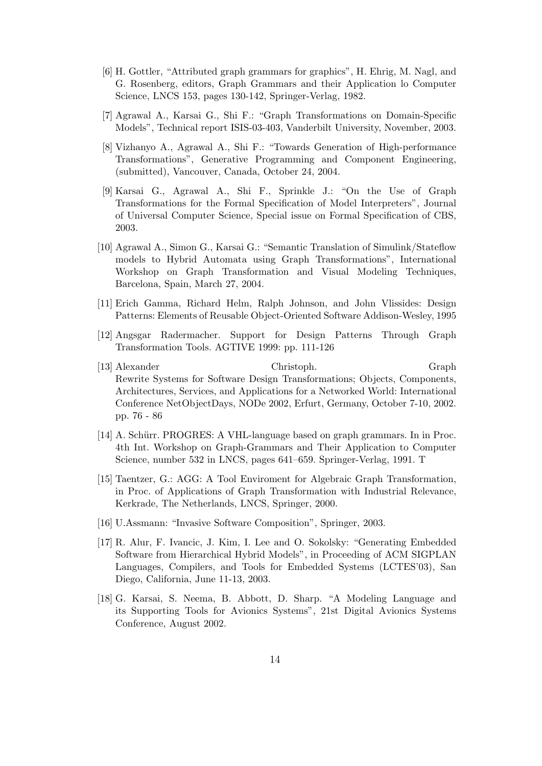[6] H. Gottler, "Attributed graph grammars for graphics", H. Ehrig, M. Nagl, and G. Rosenberg, editors, Graph Grammars and their Application lo Computer Science, LNCS 153, pages 130-142, Springer-Verlag, 1982.

[7] Agrawal A., Karsai G., Shi F.: "Graph Transformations on Domain-Specific Models", Technical report ISIS-03-403, Vanderbilt University, November, 2003.

[8] Vizhanyo A., Agrawal A., Shi F.: "Towards Generation of High-performance Transformations", Generative Programming and Component Engineering, (submitted), Vancouver, Canada, October 24, 2004.

[9] Karsai G., Agrawal A., Shi F., Sprinkle J.: "On the Use of Graph Transformations for the Formal Specification of Model Interpreters", Journal of Universal Computer Science, Special issue on Formal Specification of CBS, 2003.

[10] Agrawal A., Simon G., Karsai G.: "Semantic Translation of Simulink/Stateflow models to Hybrid Automata using Graph Transformations", International Workshop on Graph Transformation and Visual Modeling Techniques, Barcelona, Spain, March 27, 2004.

[11] Erich Gamma, Richard Helm, Ralph Johnson, and John Vlissides: Design Patterns: Elements of Reusable Object-Oriented Software Addison-Wesley, 1995

[12] Angsgar Radermacher. Support for Design Patterns Through Graph Transformation Tools. AGTIVE 1999: pp. 111-126

[13] Alexander Christoph. Graph Rewrite Systems for Software Design Transformations; Objects, Components, Architectures, Services, and Applications for a Networked World: International Conference NetObjectDays, NODe 2002, Erfurt, Germany, October 7-10, 2002. pp. 76 - 86

[14] A. Schürr. PROGRES: A VHL-language based on graph grammars. In in Proc. 4th Int. Workshop on Graph-Grammars and Their Application to Computer Science, number 532 in LNCS, pages 641–659. Springer-Verlag, 1991. T

[15] Taentzer, G.: AGG: A Tool Enviroment for Algebraic Graph Transformation, in Proc. of Applications of Graph Transformation with Industrial Relevance, Kerkrade, The Netherlands, LNCS, Springer, 2000.

[16] U.Assmann: "Invasive Software Composition", Springer, 2003.

[17] R. Alur, F. Ivancic, J. Kim, I. Lee and O. Sokolsky: "Generating Embedded Software from Hierarchical Hybrid Models", in Proceeding of ACM SIGPLAN Languages, Compilers, and Tools for Embedded Systems (LCTES'03), San Diego, California, June 11-13, 2003.

[18] G. Karsai, S. Neema, B. Abbott, D. Sharp. "A Modeling Language and its Supporting Tools for Avionics Systems", 21st Digital Avionics Systems Conference, August 2002.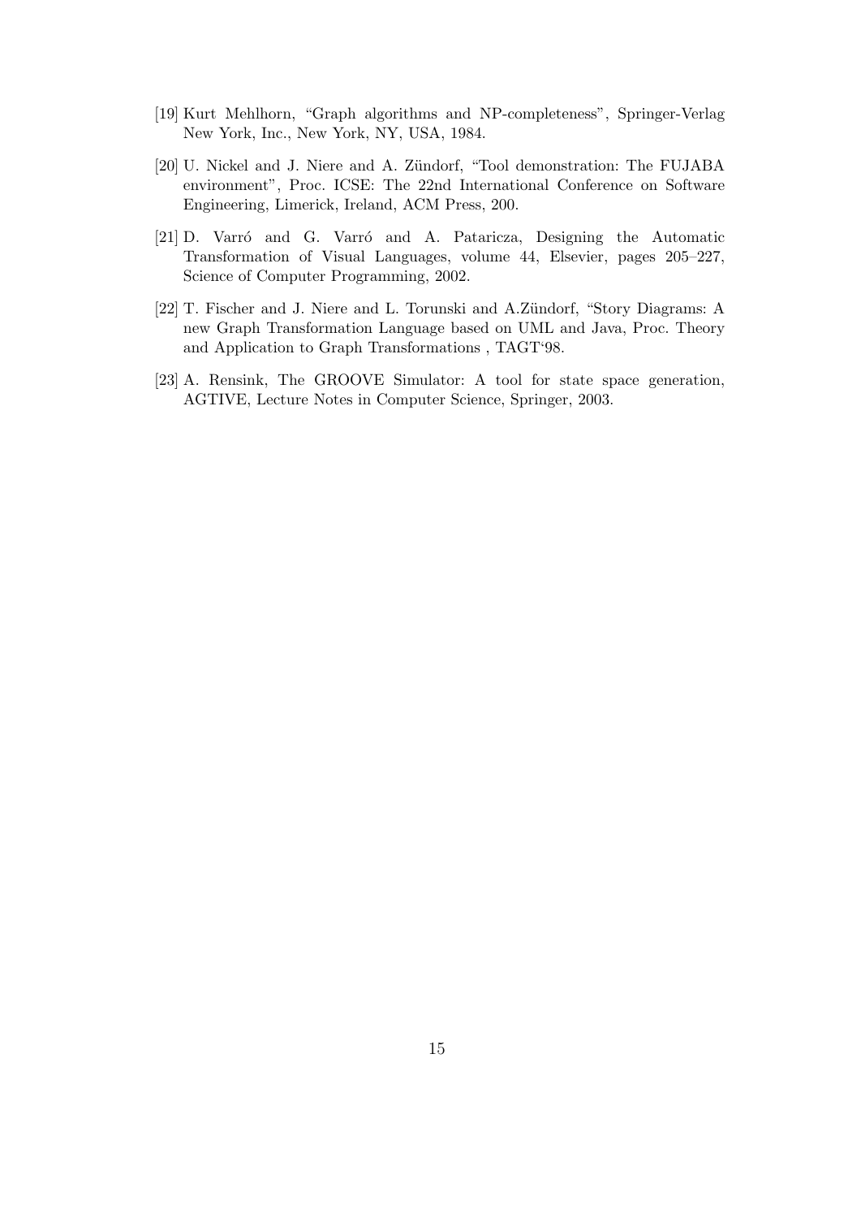[19] Kurt Mehlhorn, "Graph algorithms and NP-completeness", Springer-Verlag New York, Inc., New York, NY, USA, 1984.

[20] U. Nickel and J. Niere and A. Zündorf, "Tool demonstration: The FUJABA environment", Proc. ICSE: The 22nd International Conference on Software Engineering, Limerick, Ireland, ACM Press, 200.

[21] D. Varró and G. Varró and A. Pataricza, Designing the Automatic Transformation of Visual Languages, volume 44, Elsevier, pages 205–227, Science of Computer Programming, 2002.

[22] T. Fischer and J. Niere and L. Torunski and A.Zündorf, "Story Diagrams: A new Graph Transformation Language based on UML and Java, Proc. Theory and Application to Graph Transformations , TAGT'98.

[23] A. Rensink, The GROOVE Simulator: A tool for state space generation, AGTIVE, Lecture Notes in Computer Science, Springer, 2003.